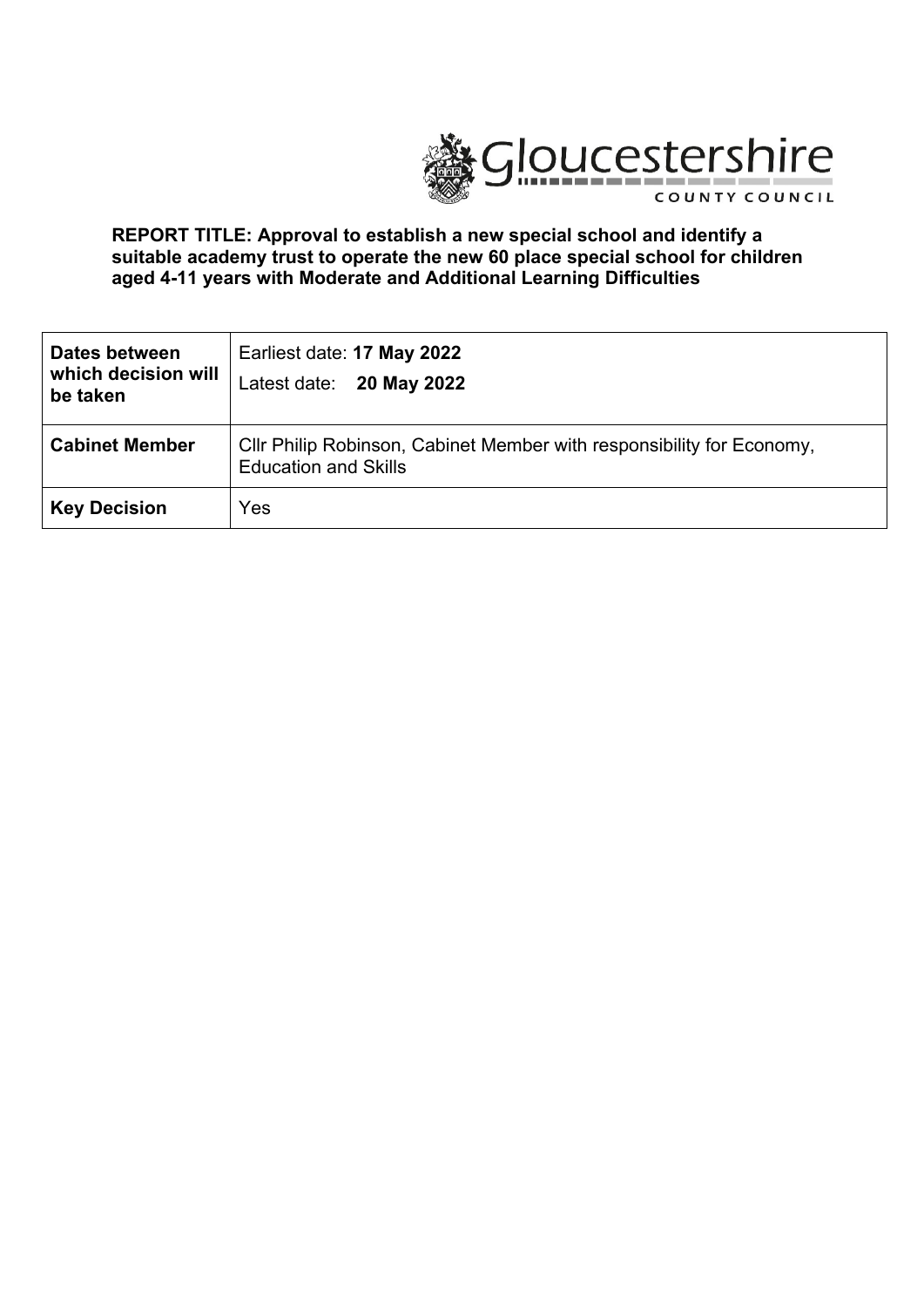Gloucestershire COUNTY COUNCIL

**REPORT TITLE: Approval to establish a new special school and identify a suitable academy trust to operate the new 60 place special school for children aged 4-11 years with Moderate and Additional Learning Difficulties**

| **Dates between which decision will be taken** | Earliest date: **17 May 2022**<br>Latest date: **20 May 2022** |
|---|---|
| **Cabinet Member** | Cllr Philip Robinson, Cabinet Member with responsibility for Economy, Education and Skills |
| **Key Decision** | Yes |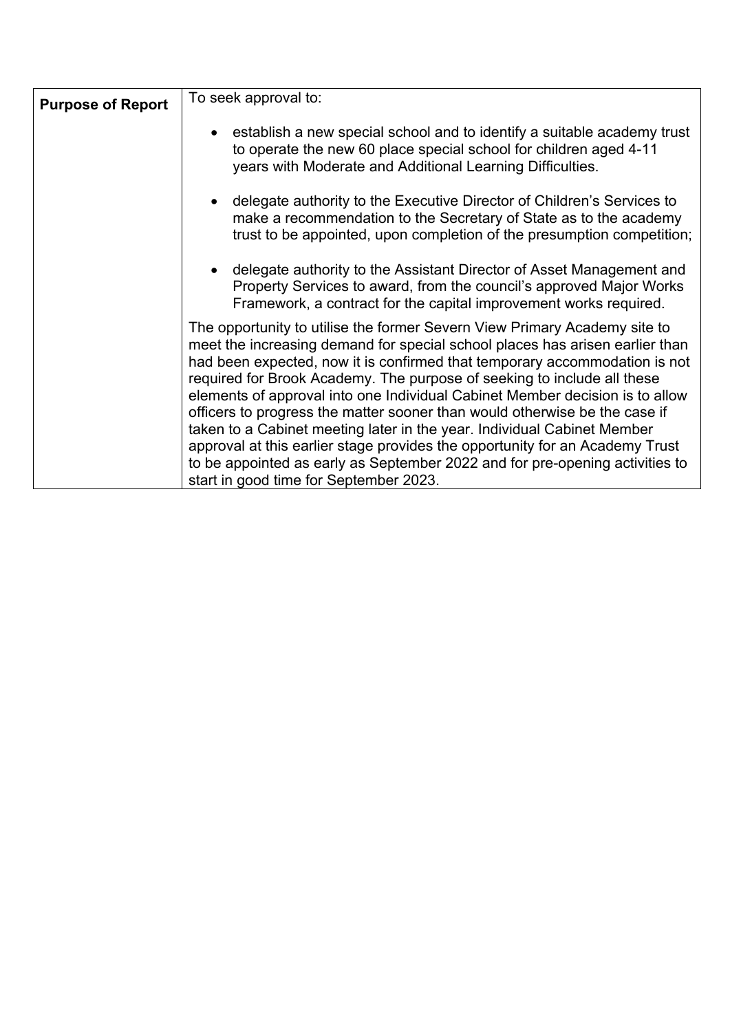| **Purpose of Report** | To seek approval to:<br><br>• establish a new special school and to identify a suitable academy trust to operate the new 60 place special school for children aged 4-11 years with Moderate and Additional Learning Difficulties.<br><br>• delegate authority to the Executive Director of Children's Services to make a recommendation to the Secretary of State as to the academy trust to be appointed, upon completion of the presumption competition;<br><br>• delegate authority to the Assistant Director of Asset Management and Property Services to award, from the council's approved Major Works Framework, a contract for the capital improvement works required. |
|---|---|
| | The opportunity to utilise the former Severn View Primary Academy site to meet the increasing demand for special school places has arisen earlier than had been expected, now it is confirmed that temporary accommodation is not required for Brook Academy. The purpose of seeking to include all these elements of approval into one Individual Cabinet Member decision is to allow officers to progress the matter sooner than would otherwise be the case if taken to a Cabinet meeting later in the year. Individual Cabinet Member approval at this earlier stage provides the opportunity for an Academy Trust to be appointed as early as September 2022 and for pre-opening activities to start in good time for September 2023. |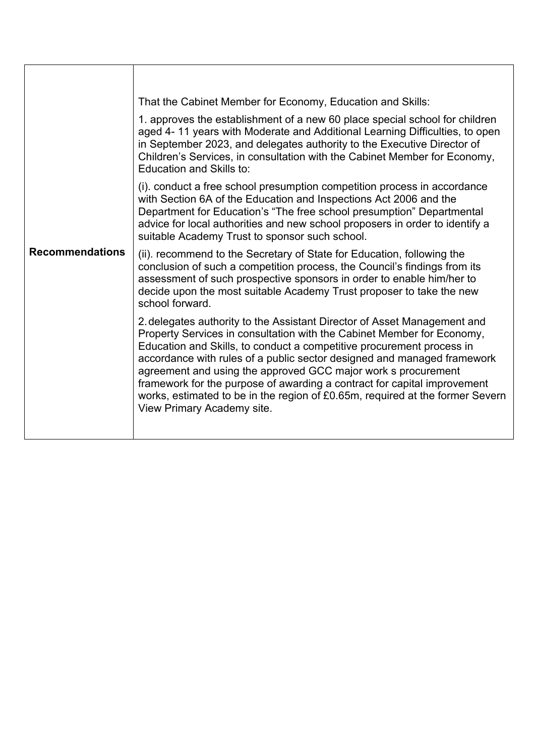| Recommendations | That the Cabinet Member for Economy, Education and Skills:<br><br>1. approves the establishment of a new 60 place special school for children aged 4- 11 years with Moderate and Additional Learning Difficulties, to open in September 2023, and delegates authority to the Executive Director of Children's Services, in consultation with the Cabinet Member for Economy, Education and Skills to:<br><br>(i). conduct a free school presumption competition process in accordance with Section 6A of the Education and Inspections Act 2006 and the Department for Education's "The free school presumption" Departmental advice for local authorities and new school proposers in order to identify a suitable Academy Trust to sponsor such school.<br><br>(ii). recommend to the Secretary of State for Education, following the conclusion of such a competition process, the Council's findings from its assessment of such prospective sponsors in order to enable him/her to decide upon the most suitable Academy Trust proposer to take the new school forward.<br><br>2. delegates authority to the Assistant Director of Asset Management and Property Services in consultation with the Cabinet Member for Economy, Education and Skills, to conduct a competitive procurement process in accordance with rules of a public sector designed and managed framework agreement and using the approved GCC major work s procurement framework for the purpose of awarding a contract for capital improvement works, estimated to be in the region of £0.65m, required at the former Severn View Primary Academy site. |
|---|---|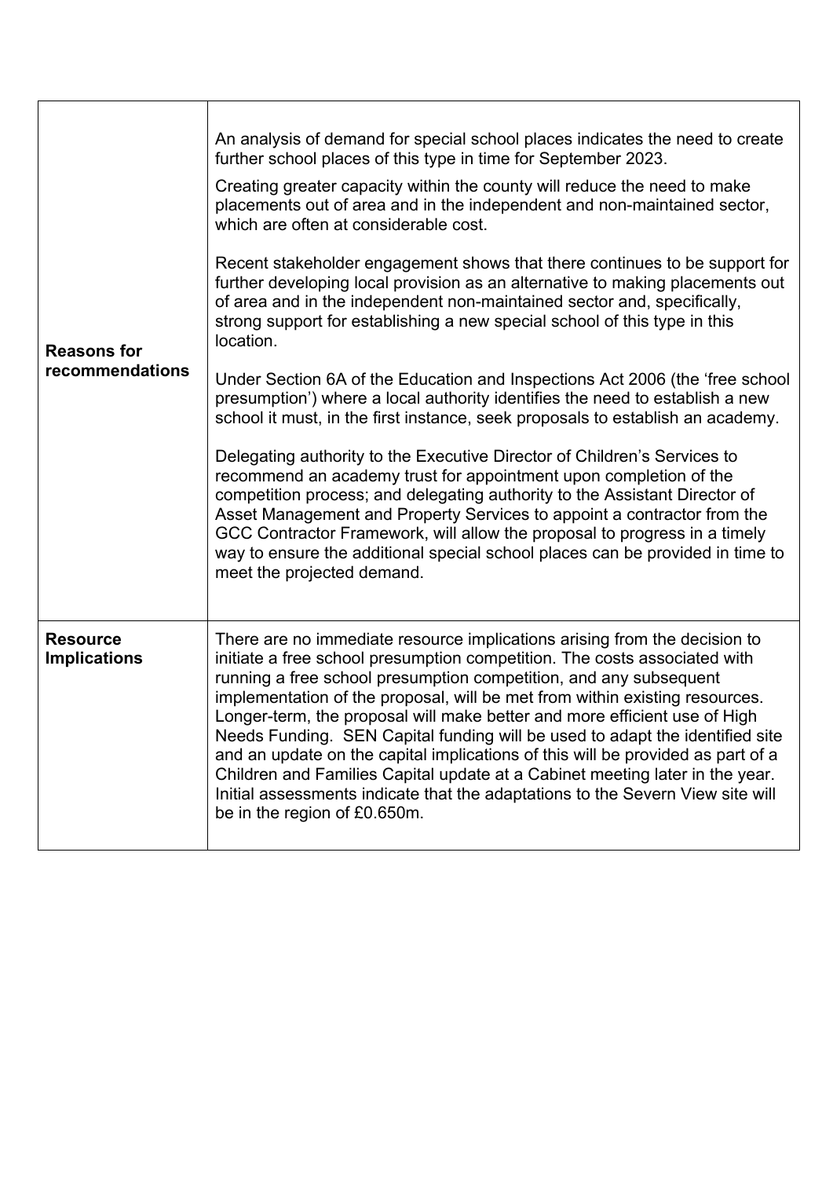| | |
|---|---|
| **Reasons for recommendations** | An analysis of demand for special school places indicates the need to create further school places of this type in time for September 2023.<br><br>Creating greater capacity within the county will reduce the need to make placements out of area and in the independent and non-maintained sector, which are often at considerable cost.<br><br>Recent stakeholder engagement shows that there continues to be support for further developing local provision as an alternative to making placements out of area and in the independent non-maintained sector and, specifically, strong support for establishing a new special school of this type in this location.<br><br>Under Section 6A of the Education and Inspections Act 2006 (the 'free school presumption') where a local authority identifies the need to establish a new school it must, in the first instance, seek proposals to establish an academy.<br><br>Delegating authority to the Executive Director of Children's Services to recommend an academy trust for appointment upon completion of the competition process; and delegating authority to the Assistant Director of Asset Management and Property Services to appoint a contractor from the GCC Contractor Framework, will allow the proposal to progress in a timely way to ensure the additional special school places can be provided in time to meet the projected demand. |
| **Resource Implications** | There are no immediate resource implications arising from the decision to initiate a free school presumption competition. The costs associated with running a free school presumption competition, and any subsequent implementation of the proposal, will be met from within existing resources. Longer-term, the proposal will make better and more efficient use of High Needs Funding. SEN Capital funding will be used to adapt the identified site and an update on the capital implications of this will be provided as part of a Children and Families Capital update at a Cabinet meeting later in the year. Initial assessments indicate that the adaptations to the Severn View site will be in the region of £0.650m. |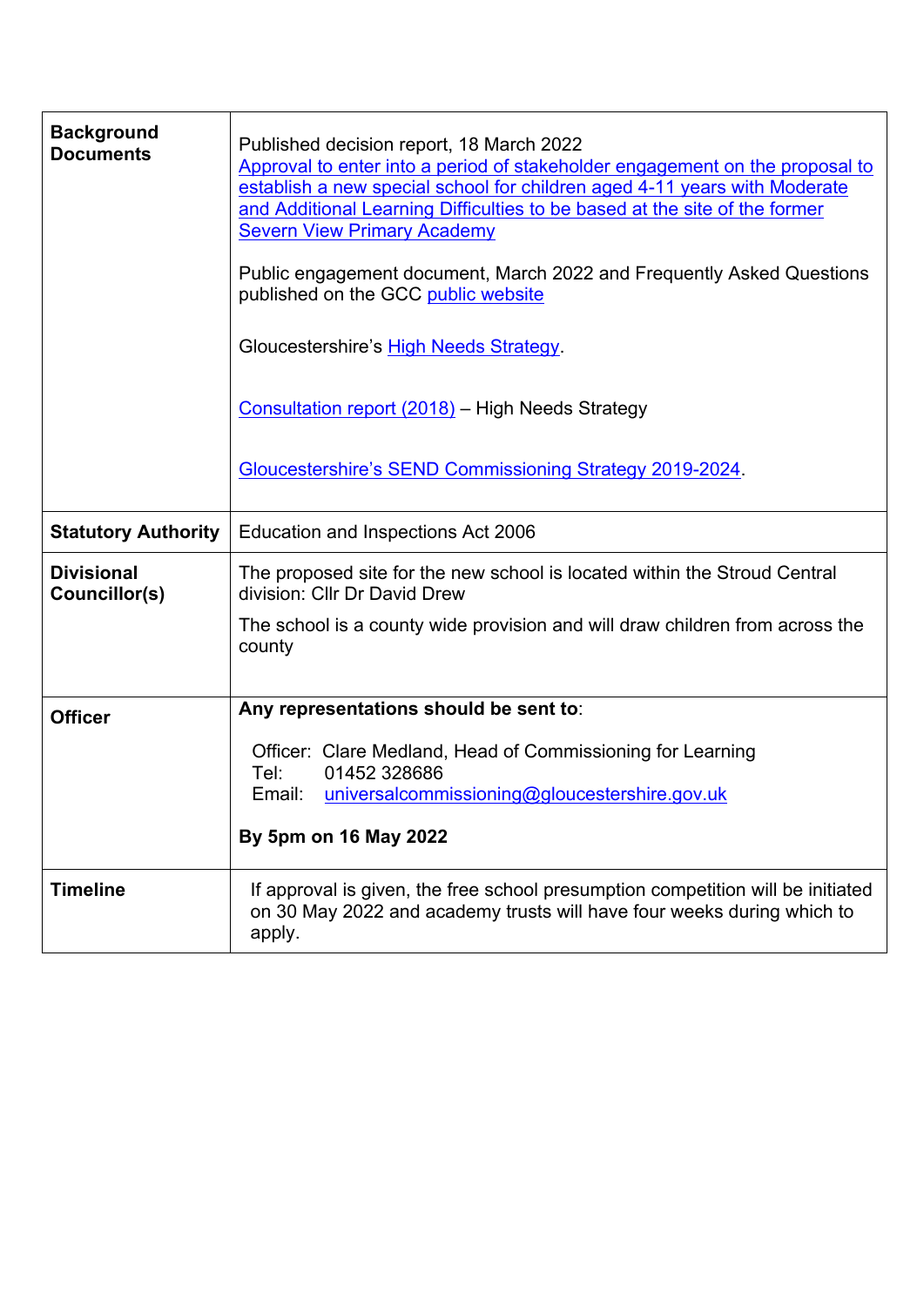| | |
|---|---|
| **Background Documents** | Published decision report, 18 March 2022<br>Approval to enter into a period of stakeholder engagement on the proposal to establish a new special school for children aged 4-11 years with Moderate and Additional Learning Difficulties to be based at the site of the former Severn View Primary Academy<br><br>Public engagement document, March 2022 and Frequently Asked Questions published on the GCC public website<br><br>Gloucestershire's High Needs Strategy.<br><br>Consultation report (2018) – High Needs Strategy<br><br>Gloucestershire's SEND Commissioning Strategy 2019-2024. |
| **Statutory Authority** | Education and Inspections Act 2006 |
| **Divisional Councillor(s)** | The proposed site for the new school is located within the Stroud Central division: Cllr Dr David Drew<br><br>The school is a county wide provision and will draw children from across the county |
| **Officer** | **Any representations should be sent to**:<br><br>Officer: Clare Medland, Head of Commissioning for Learning<br>Tel: 01452 328686<br>Email: universalcommissioning@gloucestershire.gov.uk<br><br>**By 5pm on 16 May 2022** |
| **Timeline** | If approval is given, the free school presumption competition will be initiated on 30 May 2022 and academy trusts will have four weeks during which to apply. |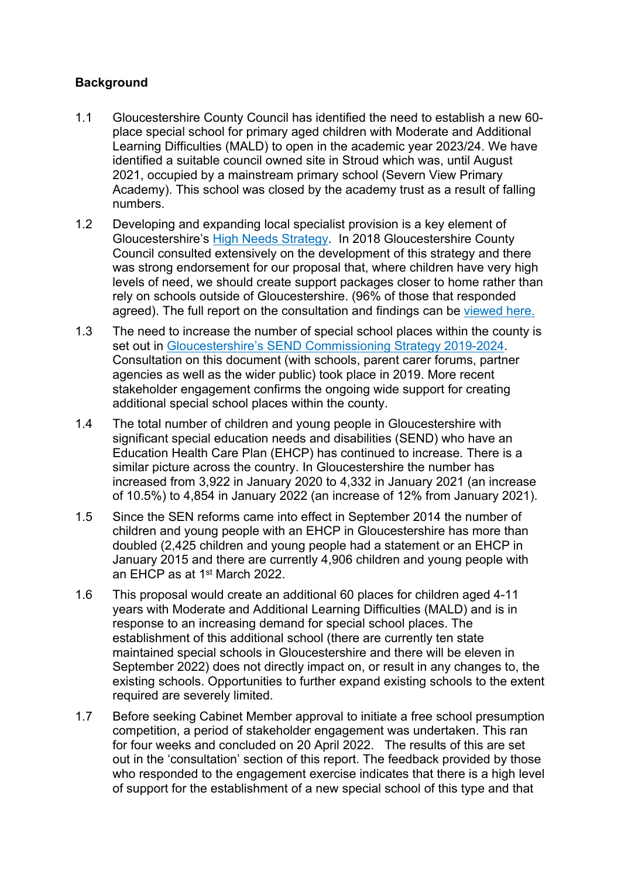**Background**

1.1 Gloucestershire County Council has identified the need to establish a new 60-place special school for primary aged children with Moderate and Additional Learning Difficulties (MALD) to open in the academic year 2023/24. We have identified a suitable council owned site in Stroud which was, until August 2021, occupied by a mainstream primary school (Severn View Primary Academy). This school was closed by the academy trust as a result of falling numbers.

1.2 Developing and expanding local specialist provision is a key element of Gloucestershire's [High Needs Strategy](). In 2018 Gloucestershire County Council consulted extensively on the development of this strategy and there was strong endorsement for our proposal that, where children have very high levels of need, we should create support packages closer to home rather than rely on schools outside of Gloucestershire. (96% of those that responded agreed). The full report on the consultation and findings can be [viewed here.]()

1.3 The need to increase the number of special school places within the county is set out in [Gloucestershire's SEND Commissioning Strategy 2019-2024](). Consultation on this document (with schools, parent carer forums, partner agencies as well as the wider public) took place in 2019. More recent stakeholder engagement confirms the ongoing wide support for creating additional special school places within the county.

1.4 The total number of children and young people in Gloucestershire with significant special education needs and disabilities (SEND) who have an Education Health Care Plan (EHCP) has continued to increase. There is a similar picture across the country. In Gloucestershire the number has increased from 3,922 in January 2020 to 4,332 in January 2021 (an increase of 10.5%) to 4,854 in January 2022 (an increase of 12% from January 2021).

1.5 Since the SEN reforms came into effect in September 2014 the number of children and young people with an EHCP in Gloucestershire has more than doubled (2,425 children and young people had a statement or an EHCP in January 2015 and there are currently 4,906 children and young people with an EHCP as at 1st March 2022.

1.6 This proposal would create an additional 60 places for children aged 4-11 years with Moderate and Additional Learning Difficulties (MALD) and is in response to an increasing demand for special school places. The establishment of this additional school (there are currently ten state maintained special schools in Gloucestershire and there will be eleven in September 2022) does not directly impact on, or result in any changes to, the existing schools. Opportunities to further expand existing schools to the extent required are severely limited.

1.7 Before seeking Cabinet Member approval to initiate a free school presumption competition, a period of stakeholder engagement was undertaken. This ran for four weeks and concluded on 20 April 2022. The results of this are set out in the 'consultation' section of this report. The feedback provided by those who responded to the engagement exercise indicates that there is a high level of support for the establishment of a new special school of this type and that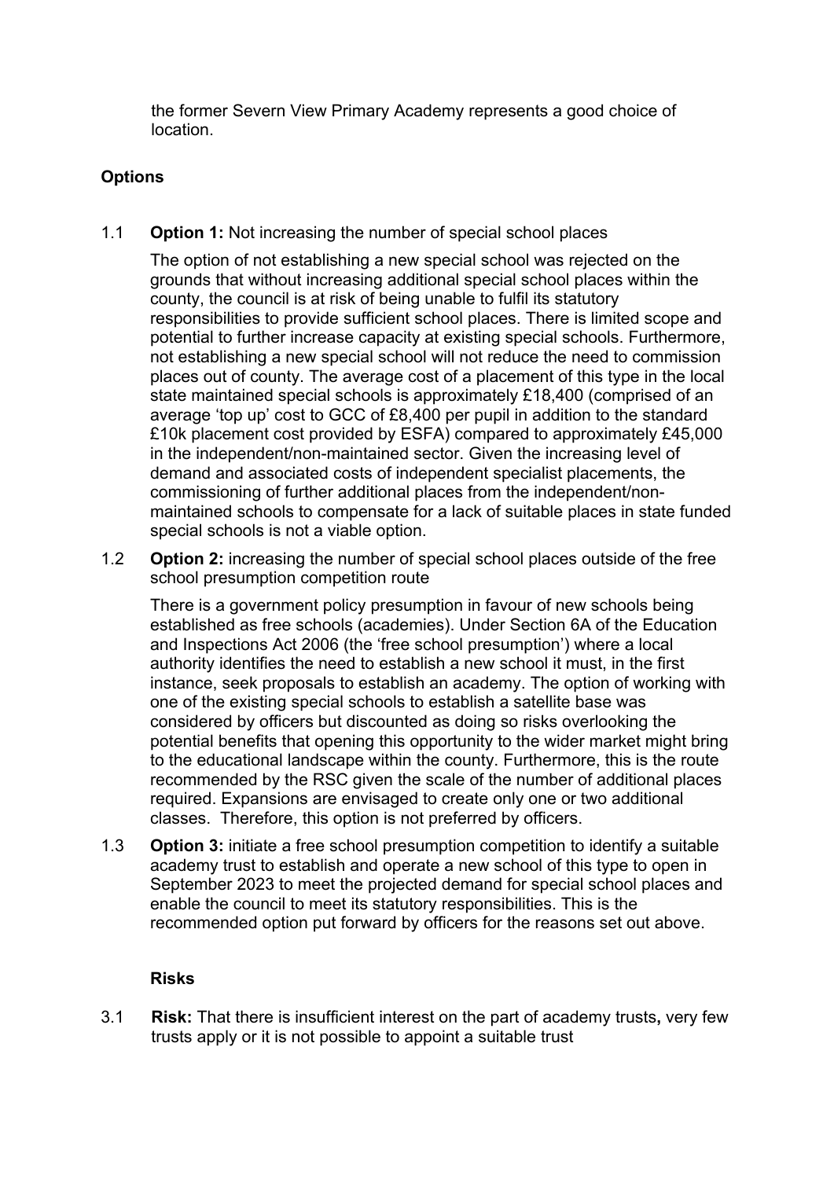the former Severn View Primary Academy represents a good choice of location.

**Options**

1.1 **Option 1:** Not increasing the number of special school places

The option of not establishing a new special school was rejected on the grounds that without increasing additional special school places within the county, the council is at risk of being unable to fulfil its statutory responsibilities to provide sufficient school places. There is limited scope and potential to further increase capacity at existing special schools. Furthermore, not establishing a new special school will not reduce the need to commission places out of county. The average cost of a placement of this type in the local state maintained special schools is approximately £18,400 (comprised of an average 'top up' cost to GCC of £8,400 per pupil in addition to the standard £10k placement cost provided by ESFA) compared to approximately £45,000 in the independent/non-maintained sector. Given the increasing level of demand and associated costs of independent specialist placements, the commissioning of further additional places from the independent/non-maintained schools to compensate for a lack of suitable places in state funded special schools is not a viable option.

1.2 **Option 2:** increasing the number of special school places outside of the free school presumption competition route

There is a government policy presumption in favour of new schools being established as free schools (academies). Under Section 6A of the Education and Inspections Act 2006 (the 'free school presumption') where a local authority identifies the need to establish a new school it must, in the first instance, seek proposals to establish an academy. The option of working with one of the existing special schools to establish a satellite base was considered by officers but discounted as doing so risks overlooking the potential benefits that opening this opportunity to the wider market might bring to the educational landscape within the county. Furthermore, this is the route recommended by the RSC given the scale of the number of additional places required. Expansions are envisaged to create only one or two additional classes. Therefore, this option is not preferred by officers.

1.3 **Option 3:** initiate a free school presumption competition to identify a suitable academy trust to establish and operate a new school of this type to open in September 2023 to meet the projected demand for special school places and enable the council to meet its statutory responsibilities. This is the recommended option put forward by officers for the reasons set out above.

**Risks**

3.1 **Risk:** That there is insufficient interest on the part of academy trusts**,** very few trusts apply or it is not possible to appoint a suitable trust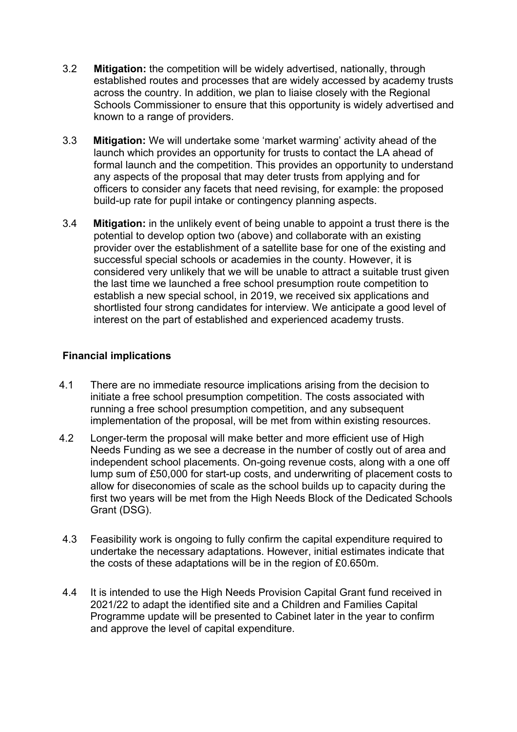3.2 **Mitigation:** the competition will be widely advertised, nationally, through established routes and processes that are widely accessed by academy trusts across the country. In addition, we plan to liaise closely with the Regional Schools Commissioner to ensure that this opportunity is widely advertised and known to a range of providers.

3.3 **Mitigation:** We will undertake some 'market warming' activity ahead of the launch which provides an opportunity for trusts to contact the LA ahead of formal launch and the competition. This provides an opportunity to understand any aspects of the proposal that may deter trusts from applying and for officers to consider any facets that need revising, for example: the proposed build-up rate for pupil intake or contingency planning aspects.

3.4 **Mitigation:** in the unlikely event of being unable to appoint a trust there is the potential to develop option two (above) and collaborate with an existing provider over the establishment of a satellite base for one of the existing and successful special schools or academies in the county. However, it is considered very unlikely that we will be unable to attract a suitable trust given the last time we launched a free school presumption route competition to establish a new special school, in 2019, we received six applications and shortlisted four strong candidates for interview. We anticipate a good level of interest on the part of established and experienced academy trusts.

## Financial implications

4.1 There are no immediate resource implications arising from the decision to initiate a free school presumption competition. The costs associated with running a free school presumption competition, and any subsequent implementation of the proposal, will be met from within existing resources.

4.2 Longer-term the proposal will make better and more efficient use of High Needs Funding as we see a decrease in the number of costly out of area and independent school placements. On-going revenue costs, along with a one off lump sum of £50,000 for start-up costs, and underwriting of placement costs to allow for diseconomies of scale as the school builds up to capacity during the first two years will be met from the High Needs Block of the Dedicated Schools Grant (DSG).

4.3 Feasibility work is ongoing to fully confirm the capital expenditure required to undertake the necessary adaptations. However, initial estimates indicate that the costs of these adaptations will be in the region of £0.650m.

4.4 It is intended to use the High Needs Provision Capital Grant fund received in 2021/22 to adapt the identified site and a Children and Families Capital Programme update will be presented to Cabinet later in the year to confirm and approve the level of capital expenditure.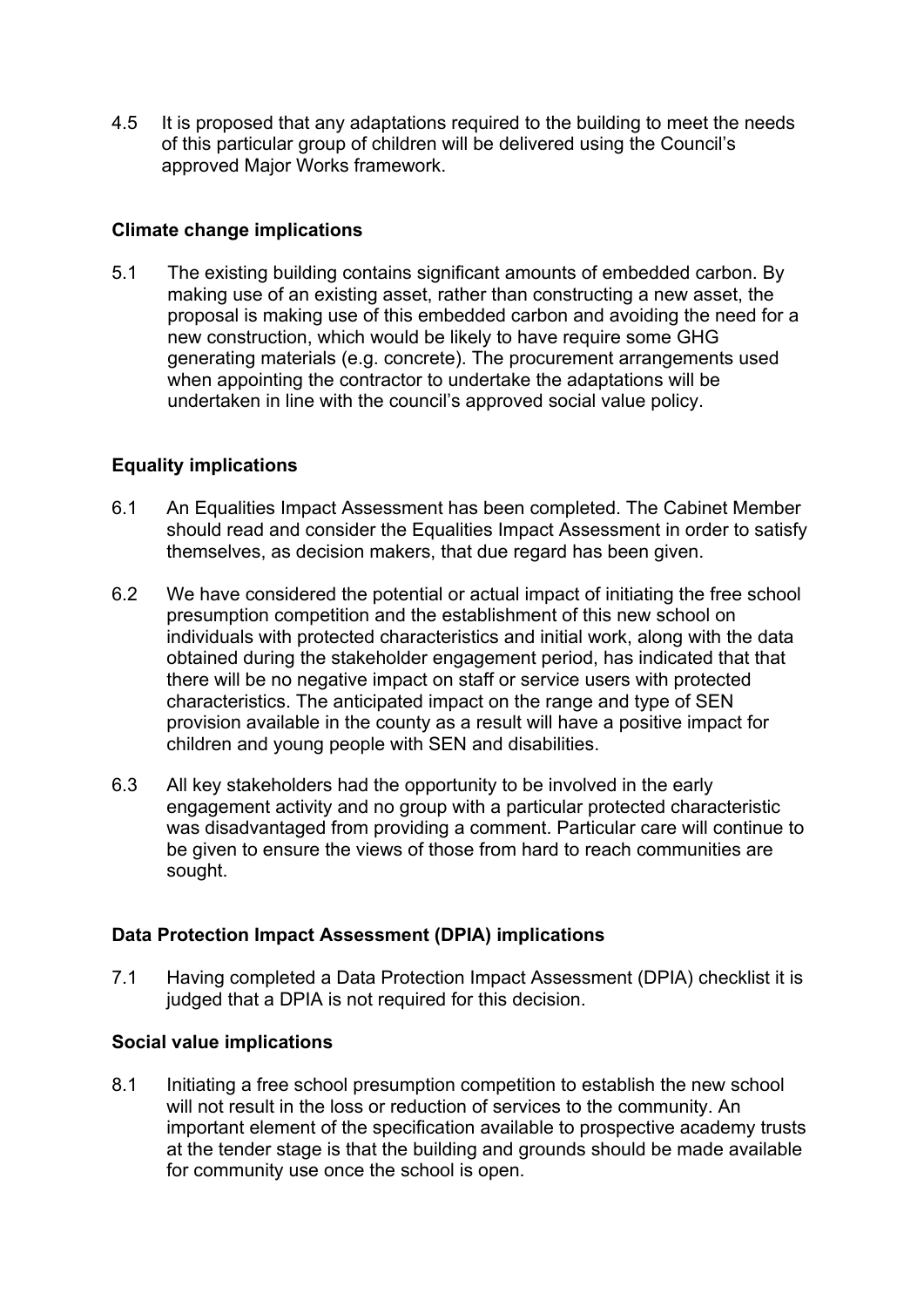4.5 It is proposed that any adaptations required to the building to meet the needs of this particular group of children will be delivered using the Council's approved Major Works framework.

**Climate change implications**

5.1 The existing building contains significant amounts of embedded carbon. By making use of an existing asset, rather than constructing a new asset, the proposal is making use of this embedded carbon and avoiding the need for a new construction, which would be likely to have require some GHG generating materials (e.g. concrete). The procurement arrangements used when appointing the contractor to undertake the adaptations will be undertaken in line with the council's approved social value policy.

**Equality implications**

6.1 An Equalities Impact Assessment has been completed. The Cabinet Member should read and consider the Equalities Impact Assessment in order to satisfy themselves, as decision makers, that due regard has been given.

6.2 We have considered the potential or actual impact of initiating the free school presumption competition and the establishment of this new school on individuals with protected characteristics and initial work, along with the data obtained during the stakeholder engagement period, has indicated that that there will be no negative impact on staff or service users with protected characteristics. The anticipated impact on the range and type of SEN provision available in the county as a result will have a positive impact for children and young people with SEN and disabilities.

6.3 All key stakeholders had the opportunity to be involved in the early engagement activity and no group with a particular protected characteristic was disadvantaged from providing a comment. Particular care will continue to be given to ensure the views of those from hard to reach communities are sought.

**Data Protection Impact Assessment (DPIA) implications**

7.1 Having completed a Data Protection Impact Assessment (DPIA) checklist it is judged that a DPIA is not required for this decision.

**Social value implications**

8.1 Initiating a free school presumption competition to establish the new school will not result in the loss or reduction of services to the community. An important element of the specification available to prospective academy trusts at the tender stage is that the building and grounds should be made available for community use once the school is open.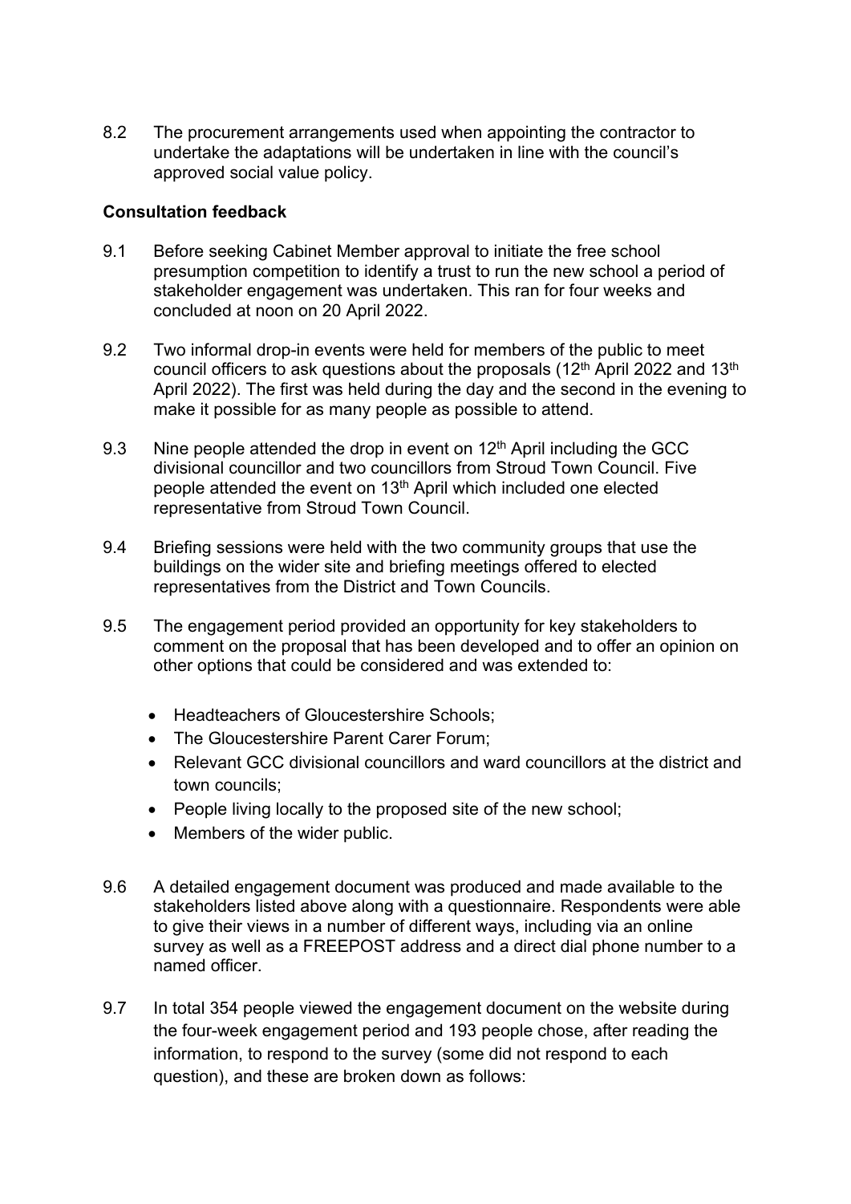8.2 The procurement arrangements used when appointing the contractor to undertake the adaptations will be undertaken in line with the council's approved social value policy.

**Consultation feedback**

9.1 Before seeking Cabinet Member approval to initiate the free school presumption competition to identify a trust to run the new school a period of stakeholder engagement was undertaken. This ran for four weeks and concluded at noon on 20 April 2022.

9.2 Two informal drop-in events were held for members of the public to meet council officers to ask questions about the proposals (12th April 2022 and 13th April 2022). The first was held during the day and the second in the evening to make it possible for as many people as possible to attend.

9.3 Nine people attended the drop in event on 12th April including the GCC divisional councillor and two councillors from Stroud Town Council. Five people attended the event on 13th April which included one elected representative from Stroud Town Council.

9.4 Briefing sessions were held with the two community groups that use the buildings on the wider site and briefing meetings offered to elected representatives from the District and Town Councils.

9.5 The engagement period provided an opportunity for key stakeholders to comment on the proposal that has been developed and to offer an opinion on other options that could be considered and was extended to:

- Headteachers of Gloucestershire Schools;
- The Gloucestershire Parent Carer Forum;
- Relevant GCC divisional councillors and ward councillors at the district and town councils;
- People living locally to the proposed site of the new school;
- Members of the wider public.

9.6 A detailed engagement document was produced and made available to the stakeholders listed above along with a questionnaire. Respondents were able to give their views in a number of different ways, including via an online survey as well as a FREEPOST address and a direct dial phone number to a named officer.

9.7 In total 354 people viewed the engagement document on the website during the four-week engagement period and 193 people chose, after reading the information, to respond to the survey (some did not respond to each question), and these are broken down as follows: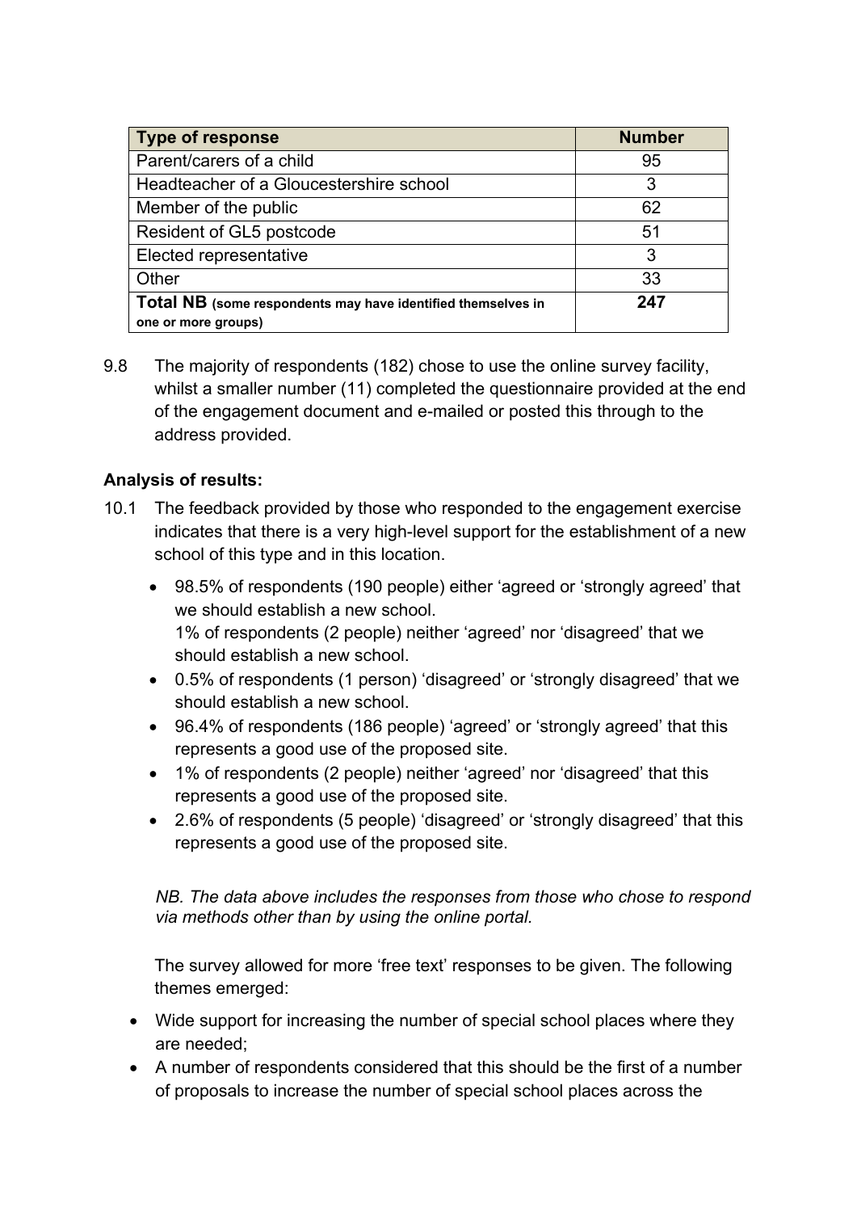| Type of response | Number |
|---|---|
| Parent/carers of a child | 95 |
| Headteacher of a Gloucestershire school | 3 |
| Member of the public | 62 |
| Resident of GL5 postcode | 51 |
| Elected representative | 3 |
| Other | 33 |
| **Total NB** **(some respondents may have identified themselves in one or more groups)** | **247** |

9.8 The majority of respondents (182) chose to use the online survey facility, whilst a smaller number (11) completed the questionnaire provided at the end of the engagement document and e-mailed or posted this through to the address provided.

**Analysis of results:**

10.1 The feedback provided by those who responded to the engagement exercise indicates that there is a very high-level support for the establishment of a new school of this type and in this location.

- 98.5% of respondents (190 people) either 'agreed or 'strongly agreed' that we should establish a new school.
  1% of respondents (2 people) neither 'agreed' nor 'disagreed' that we should establish a new school.
- 0.5% of respondents (1 person) 'disagreed' or 'strongly disagreed' that we should establish a new school.
- 96.4% of respondents (186 people) 'agreed' or 'strongly agreed' that this represents a good use of the proposed site.
- 1% of respondents (2 people) neither 'agreed' nor 'disagreed' that this represents a good use of the proposed site.
- 2.6% of respondents (5 people) 'disagreed' or 'strongly disagreed' that this represents a good use of the proposed site.

*NB. The data above includes the responses from those who chose to respond via methods other than by using the online portal.*

The survey allowed for more 'free text' responses to be given. The following themes emerged:

- Wide support for increasing the number of special school places where they are needed;
- A number of respondents considered that this should be the first of a number of proposals to increase the number of special school places across the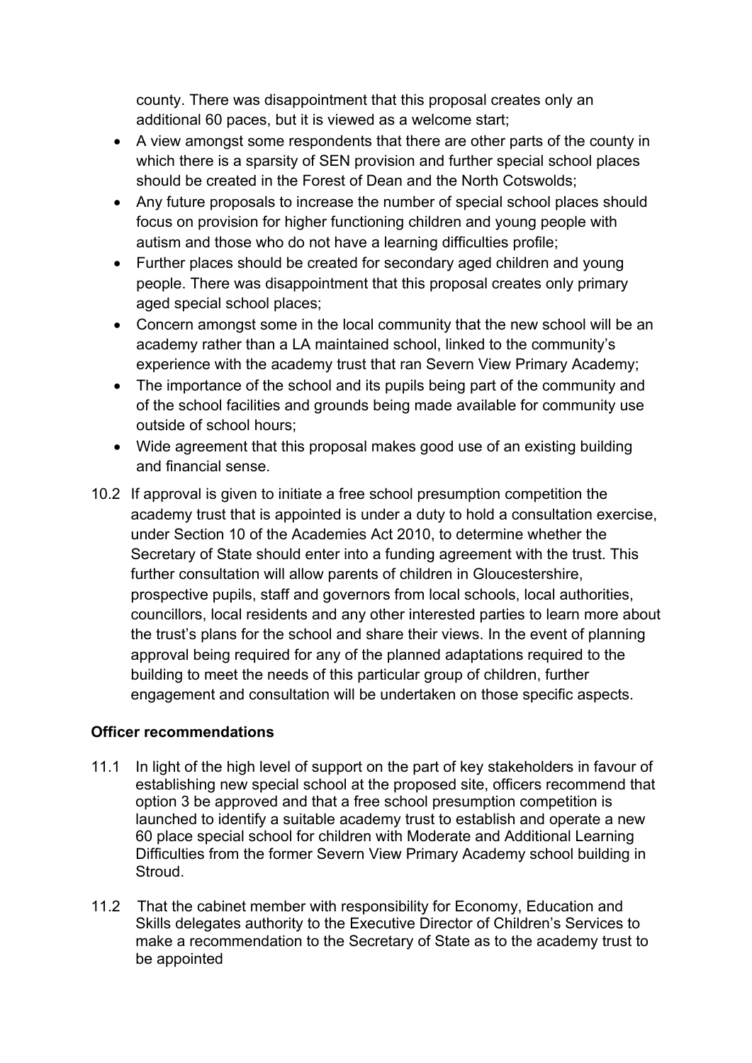county. There was disappointment that this proposal creates only an additional 60 paces, but it is viewed as a welcome start;

- A view amongst some respondents that there are other parts of the county in which there is a sparsity of SEN provision and further special school places should be created in the Forest of Dean and the North Cotswolds;
- Any future proposals to increase the number of special school places should focus on provision for higher functioning children and young people with autism and those who do not have a learning difficulties profile;
- Further places should be created for secondary aged children and young people. There was disappointment that this proposal creates only primary aged special school places;
- Concern amongst some in the local community that the new school will be an academy rather than a LA maintained school, linked to the community's experience with the academy trust that ran Severn View Primary Academy;
- The importance of the school and its pupils being part of the community and of the school facilities and grounds being made available for community use outside of school hours;
- Wide agreement that this proposal makes good use of an existing building and financial sense.

10.2 If approval is given to initiate a free school presumption competition the academy trust that is appointed is under a duty to hold a consultation exercise, under Section 10 of the Academies Act 2010, to determine whether the Secretary of State should enter into a funding agreement with the trust. This further consultation will allow parents of children in Gloucestershire, prospective pupils, staff and governors from local schools, local authorities, councillors, local residents and any other interested parties to learn more about the trust's plans for the school and share their views. In the event of planning approval being required for any of the planned adaptations required to the building to meet the needs of this particular group of children, further engagement and consultation will be undertaken on those specific aspects.

**Officer recommendations**

11.1 In light of the high level of support on the part of key stakeholders in favour of establishing new special school at the proposed site, officers recommend that option 3 be approved and that a free school presumption competition is launched to identify a suitable academy trust to establish and operate a new 60 place special school for children with Moderate and Additional Learning Difficulties from the former Severn View Primary Academy school building in Stroud.

11.2 That the cabinet member with responsibility for Economy, Education and Skills delegates authority to the Executive Director of Children's Services to make a recommendation to the Secretary of State as to the academy trust to be appointed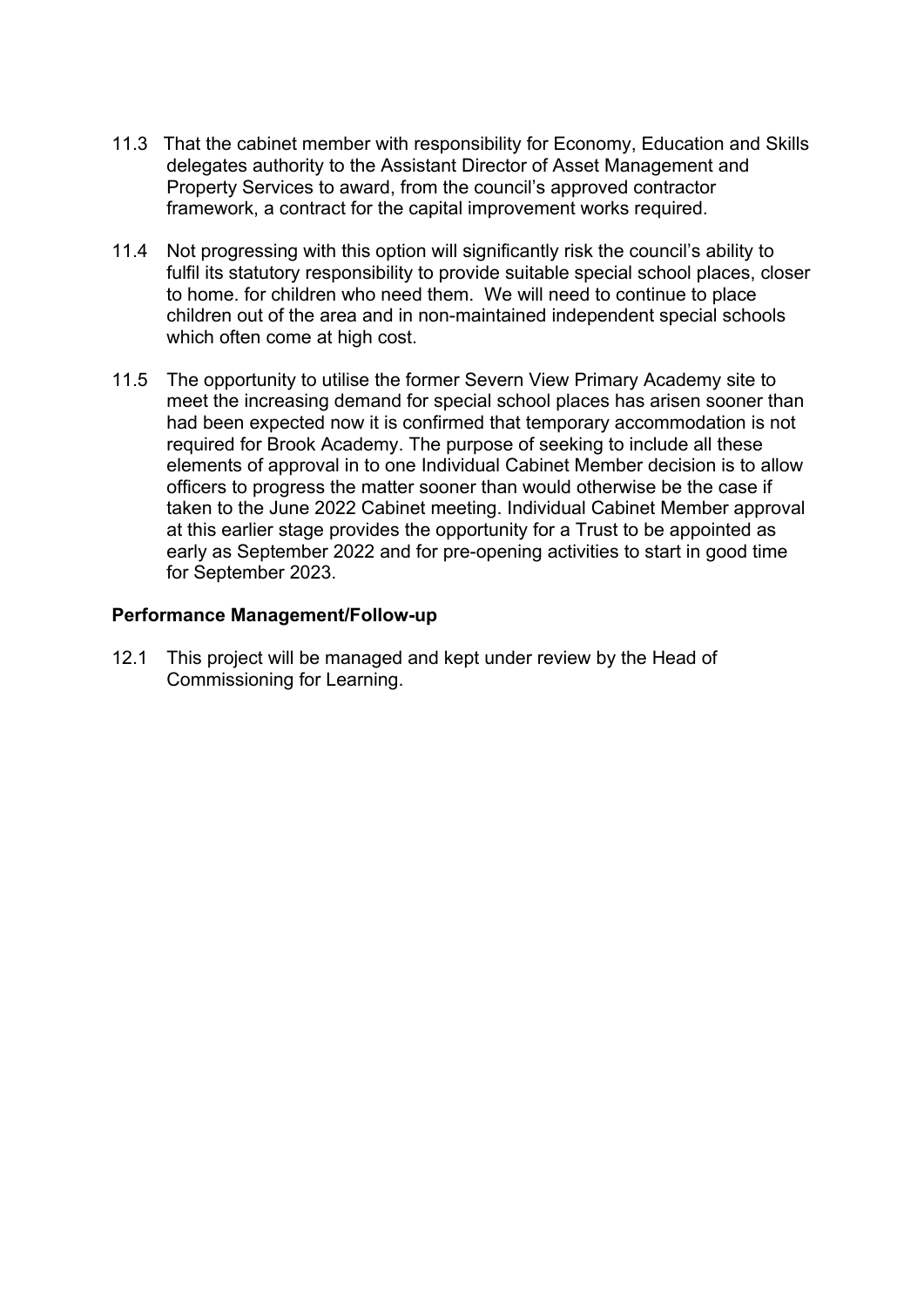11.3 That the cabinet member with responsibility for Economy, Education and Skills delegates authority to the Assistant Director of Asset Management and Property Services to award, from the council's approved contractor framework, a contract for the capital improvement works required.

11.4 Not progressing with this option will significantly risk the council's ability to fulfil its statutory responsibility to provide suitable special school places, closer to home. for children who need them. We will need to continue to place children out of the area and in non-maintained independent special schools which often come at high cost.

11.5 The opportunity to utilise the former Severn View Primary Academy site to meet the increasing demand for special school places has arisen sooner than had been expected now it is confirmed that temporary accommodation is not required for Brook Academy. The purpose of seeking to include all these elements of approval in to one Individual Cabinet Member decision is to allow officers to progress the matter sooner than would otherwise be the case if taken to the June 2022 Cabinet meeting. Individual Cabinet Member approval at this earlier stage provides the opportunity for a Trust to be appointed as early as September 2022 and for pre-opening activities to start in good time for September 2023.

**Performance Management/Follow-up**

12.1 This project will be managed and kept under review by the Head of Commissioning for Learning.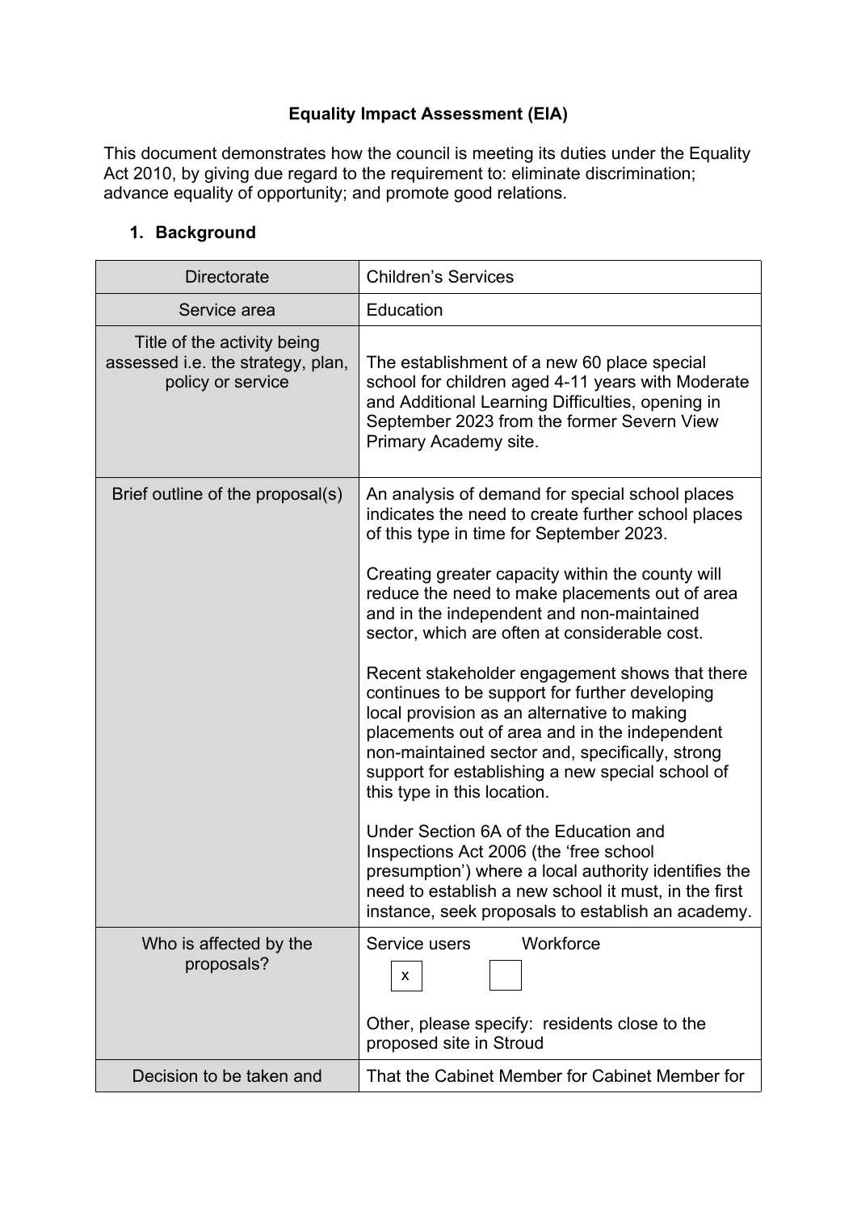**Equality Impact Assessment (EIA)**

This document demonstrates how the council is meeting its duties under the Equality Act 2010, by giving due regard to the requirement to: eliminate discrimination; advance equality of opportunity; and promote good relations.

## 1. Background

| | |
|---|---|
| Directorate | Children's Services |
| Service area | Education |
| Title of the activity being assessed i.e. the strategy, plan, policy or service | The establishment of a new 60 place special school for children aged 4-11 years with Moderate and Additional Learning Difficulties, opening in September 2023 from the former Severn View Primary Academy site. |
| Brief outline of the proposal(s) | An analysis of demand for special school places indicates the need to create further school places of this type in time for September 2023.<br><br>Creating greater capacity within the county will reduce the need to make placements out of area and in the independent and non-maintained sector, which are often at considerable cost.<br><br>Recent stakeholder engagement shows that there continues to be support for further developing local provision as an alternative to making placements out of area and in the independent non-maintained sector and, specifically, strong support for establishing a new special school of this type in this location.<br><br>Under Section 6A of the Education and Inspections Act 2006 (the 'free school presumption') where a local authority identifies the need to establish a new school it must, in the first instance, seek proposals to establish an academy. |
| Who is affected by the proposals? | Service users [x] Workforce [ ]<br><br>Other, please specify: residents close to the proposed site in Stroud |
| Decision to be taken and | That the Cabinet Member for Cabinet Member for |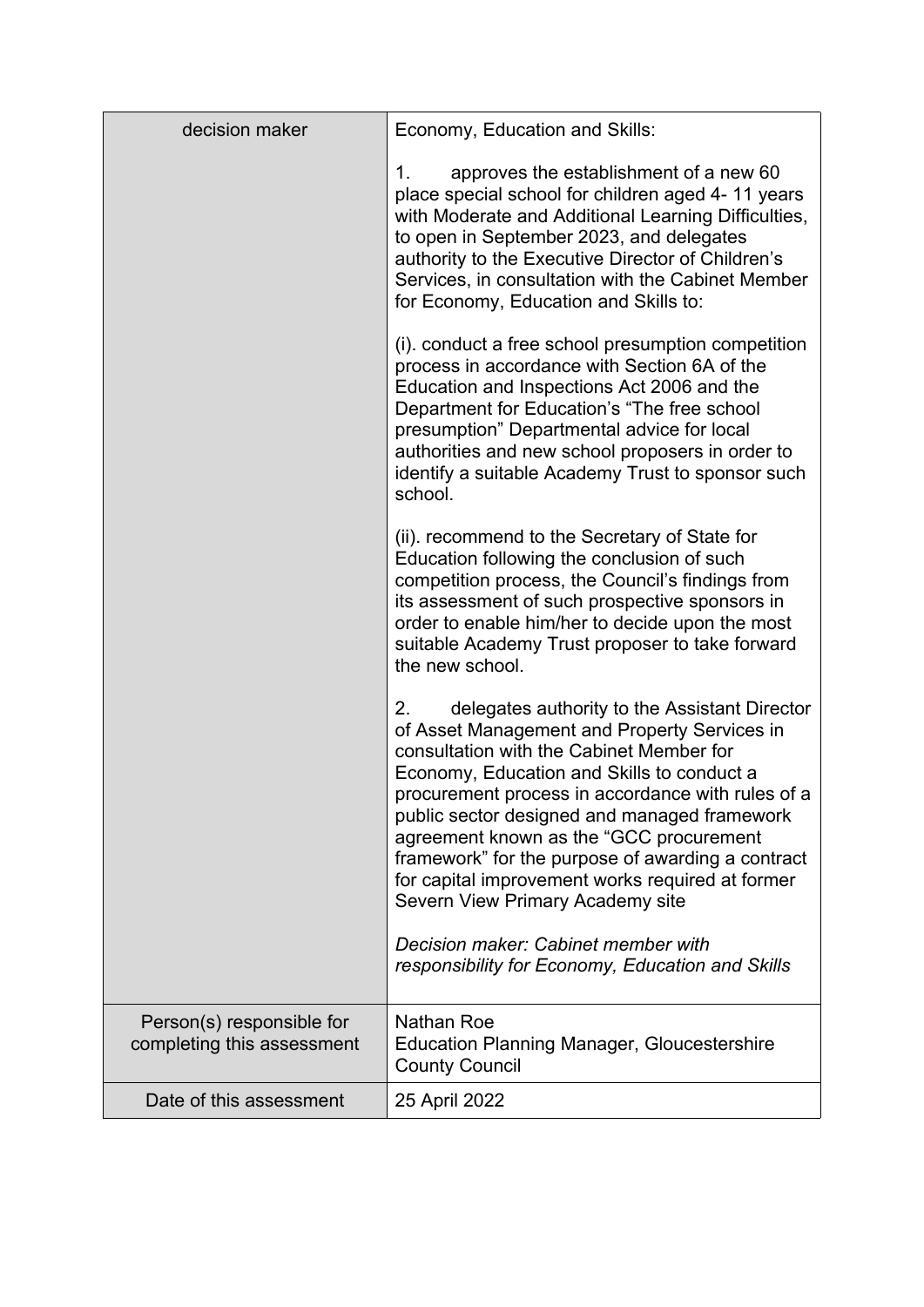| decision maker | Economy, Education and Skills:<br><br>1. approves the establishment of a new 60 place special school for children aged 4- 11 years with Moderate and Additional Learning Difficulties, to open in September 2023, and delegates authority to the Executive Director of Children's Services, in consultation with the Cabinet Member for Economy, Education and Skills to:<br><br>(i). conduct a free school presumption competition process in accordance with Section 6A of the Education and Inspections Act 2006 and the Department for Education's "The free school presumption" Departmental advice for local authorities and new school proposers in order to identify a suitable Academy Trust to sponsor such school.<br><br>(ii). recommend to the Secretary of State for Education following the conclusion of such competition process, the Council's findings from its assessment of such prospective sponsors in order to enable him/her to decide upon the most suitable Academy Trust proposer to take forward the new school.<br><br>2. delegates authority to the Assistant Director of Asset Management and Property Services in consultation with the Cabinet Member for Economy, Education and Skills to conduct a procurement process in accordance with rules of a public sector designed and managed framework agreement known as the "GCC procurement framework" for the purpose of awarding a contract for capital improvement works required at former Severn View Primary Academy site<br><br>*Decision maker: Cabinet member with responsibility for Economy, Education and Skills* |
|---|---|
| Person(s) responsible for completing this assessment | Nathan Roe<br>Education Planning Manager, Gloucestershire County Council |
| Date of this assessment | 25 April 2022 |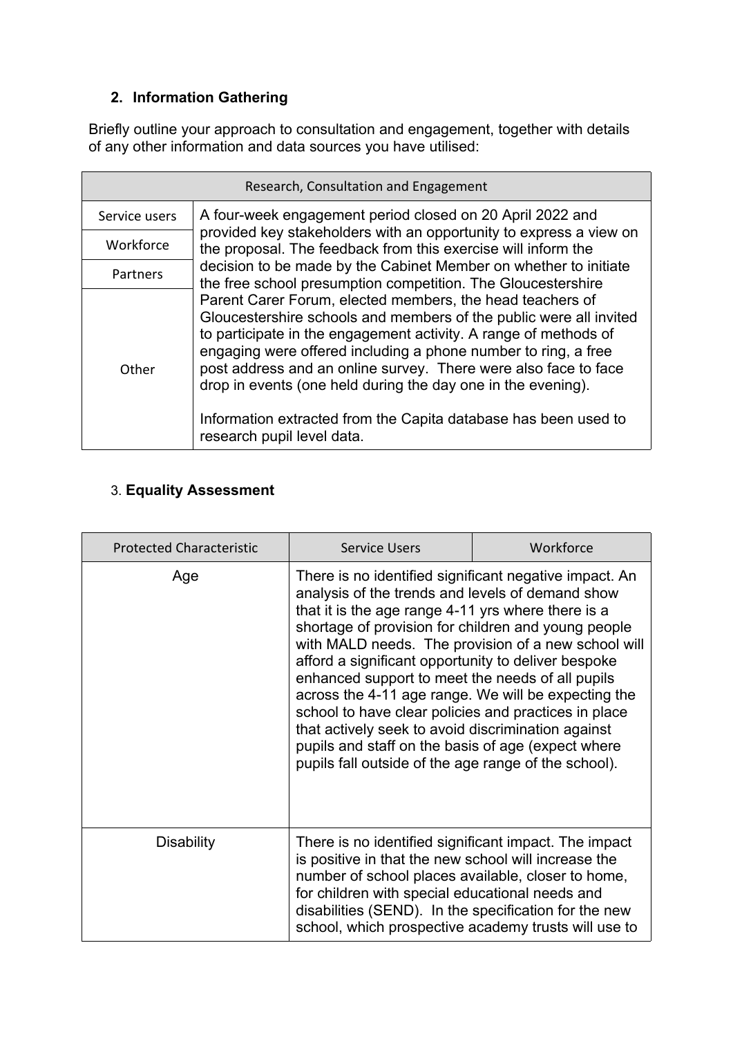## 2. Information Gathering

Briefly outline your approach to consultation and engagement, together with details of any other information and data sources you have utilised:

| Research, Consultation and Engagement | |
|---|---|
| Service users | A four-week engagement period closed on 20 April 2022 and provided key stakeholders with an opportunity to express a view on the proposal. The feedback from this exercise will inform the decision to be made by the Cabinet Member on whether to initiate the free school presumption competition. The Gloucestershire Parent Carer Forum, elected members, the head teachers of Gloucestershire schools and members of the public were all invited to participate in the engagement activity. A range of methods of engaging were offered including a phone number to ring, a free post address and an online survey. There were also face to face drop in events (one held during the day one in the evening).<br><br>Information extracted from the Capita database has been used to research pupil level data. |
| Workforce | |
| Partners | |
| Other | |

## 3. Equality Assessment

| Protected Characteristic | Service Users | Workforce |
|---|---|---|
| Age | There is no identified significant negative impact. An analysis of the trends and levels of demand show that it is the age range 4-11 yrs where there is a shortage of provision for children and young people with MALD needs. The provision of a new school will afford a significant opportunity to deliver bespoke enhanced support to meet the needs of all pupils across the 4-11 age range. We will be expecting the school to have clear policies and practices in place that actively seek to avoid discrimination against pupils and staff on the basis of age (expect where pupils fall outside of the age range of the school). | |
| Disability | There is no identified significant impact. The impact is positive in that the new school will increase the number of school places available, closer to home, for children with special educational needs and disabilities (SEND). In the specification for the new school, which prospective academy trusts will use to | |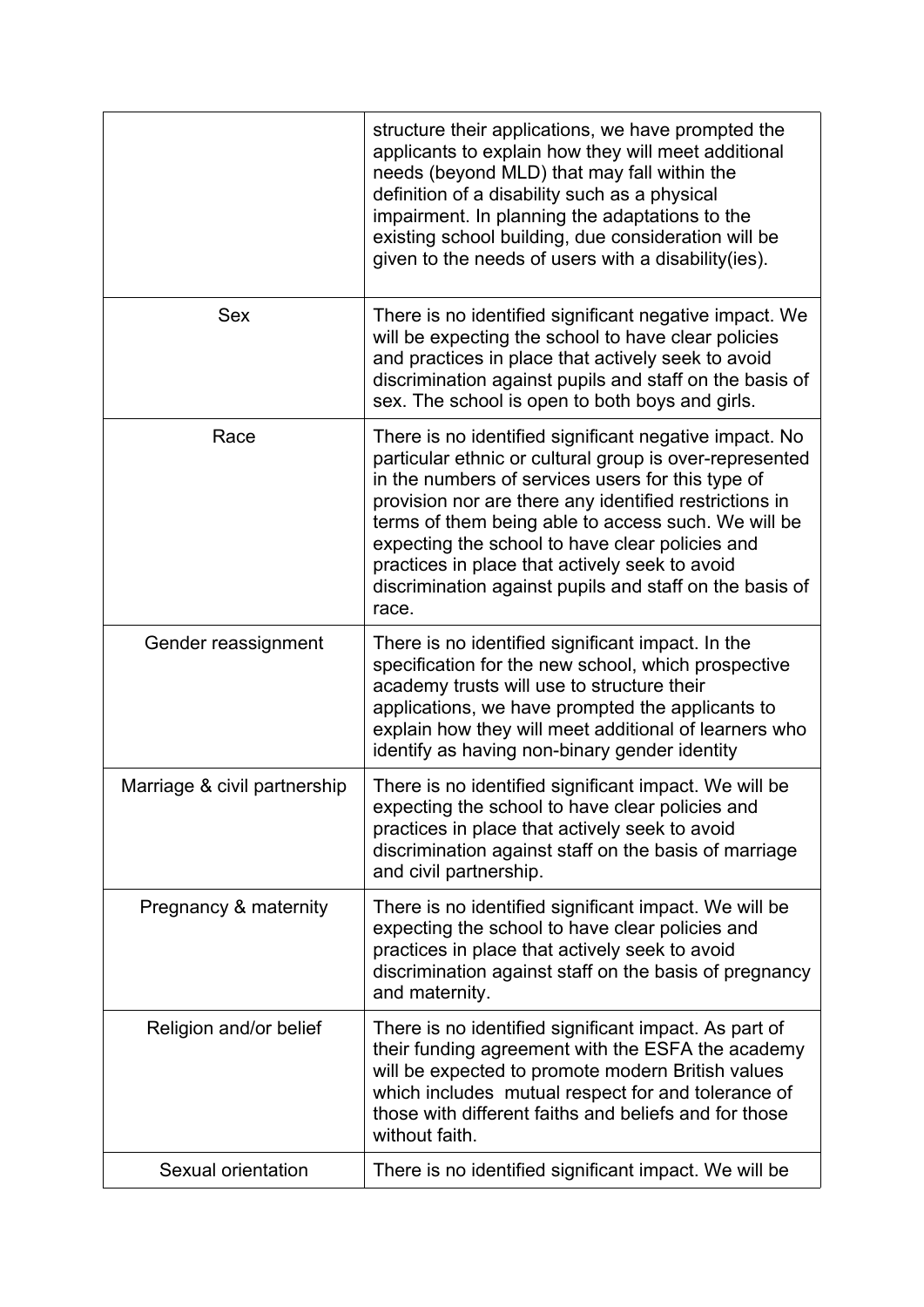| | |
|---|---|
| | structure their applications, we have prompted the applicants to explain how they will meet additional needs (beyond MLD) that may fall within the definition of a disability such as a physical impairment. In planning the adaptations to the existing school building, due consideration will be given to the needs of users with a disability(ies). |
| Sex | There is no identified significant negative impact. We will be expecting the school to have clear policies and practices in place that actively seek to avoid discrimination against pupils and staff on the basis of sex. The school is open to both boys and girls. |
| Race | There is no identified significant negative impact. No particular ethnic or cultural group is over-represented in the numbers of services users for this type of provision nor are there any identified restrictions in terms of them being able to access such. We will be expecting the school to have clear policies and practices in place that actively seek to avoid discrimination against pupils and staff on the basis of race. |
| Gender reassignment | There is no identified significant impact. In the specification for the new school, which prospective academy trusts will use to structure their applications, we have prompted the applicants to explain how they will meet additional of learners who identify as having non-binary gender identity |
| Marriage & civil partnership | There is no identified significant impact. We will be expecting the school to have clear policies and practices in place that actively seek to avoid discrimination against staff on the basis of marriage and civil partnership. |
| Pregnancy & maternity | There is no identified significant impact. We will be expecting the school to have clear policies and practices in place that actively seek to avoid discrimination against staff on the basis of pregnancy and maternity. |
| Religion and/or belief | There is no identified significant impact. As part of their funding agreement with the ESFA the academy will be expected to promote modern British values which includes mutual respect for and tolerance of those with different faiths and beliefs and for those without faith. |
| Sexual orientation | There is no identified significant impact. We will be |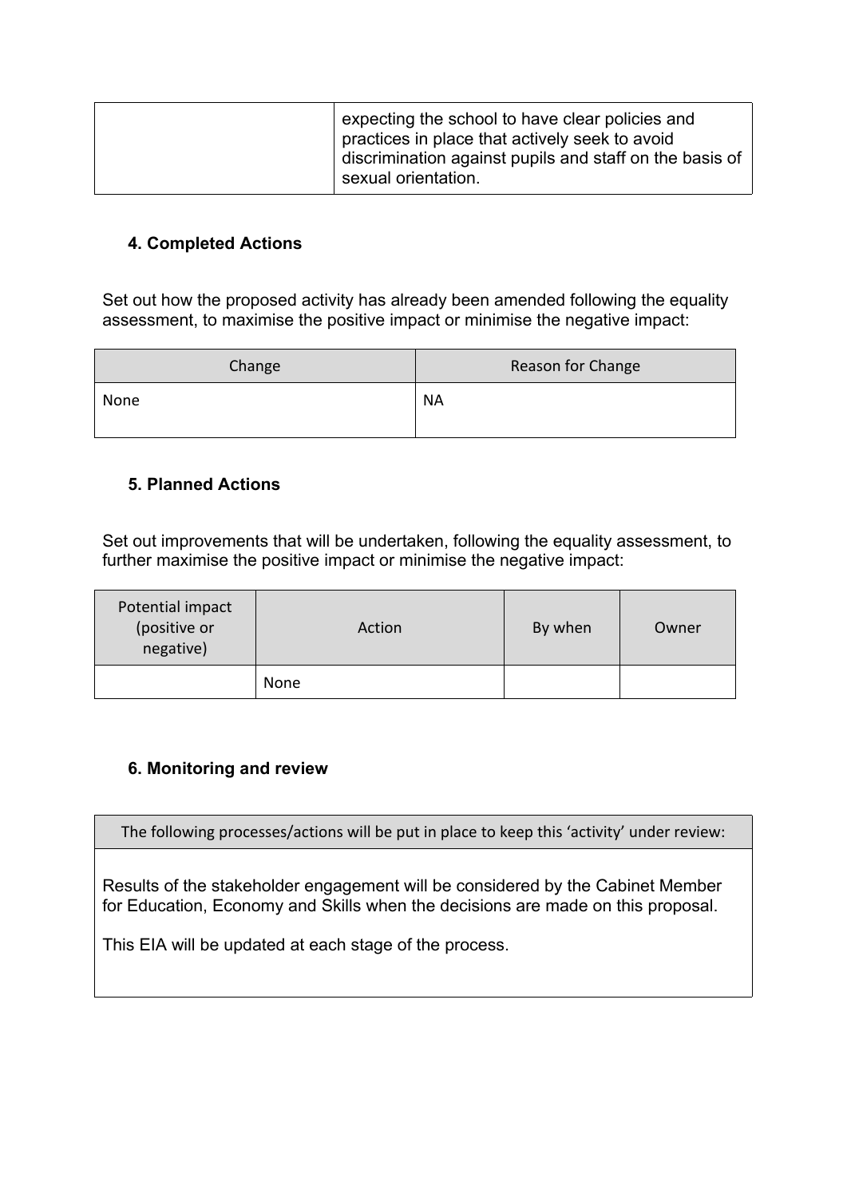|  | expecting the school to have clear policies and practices in place that actively seek to avoid discrimination against pupils and staff on the basis of sexual orientation. |
|---|---|

### 4. Completed Actions

Set out how the proposed activity has already been amended following the equality assessment, to maximise the positive impact or minimise the negative impact:

| Change | Reason for Change |
|---|---|
| None | NA |

### 5. Planned Actions

Set out improvements that will be undertaken, following the equality assessment, to further maximise the positive impact or minimise the negative impact:

| Potential impact (positive or negative) | Action | By when | Owner |
|---|---|---|---|
|  | None |  |  |

### 6. Monitoring and review

| The following processes/actions will be put in place to keep this 'activity' under review: |
|---|
| Results of the stakeholder engagement will be considered by the Cabinet Member for Education, Economy and Skills when the decisions are made on this proposal.<br><br>This EIA will be updated at each stage of the process. |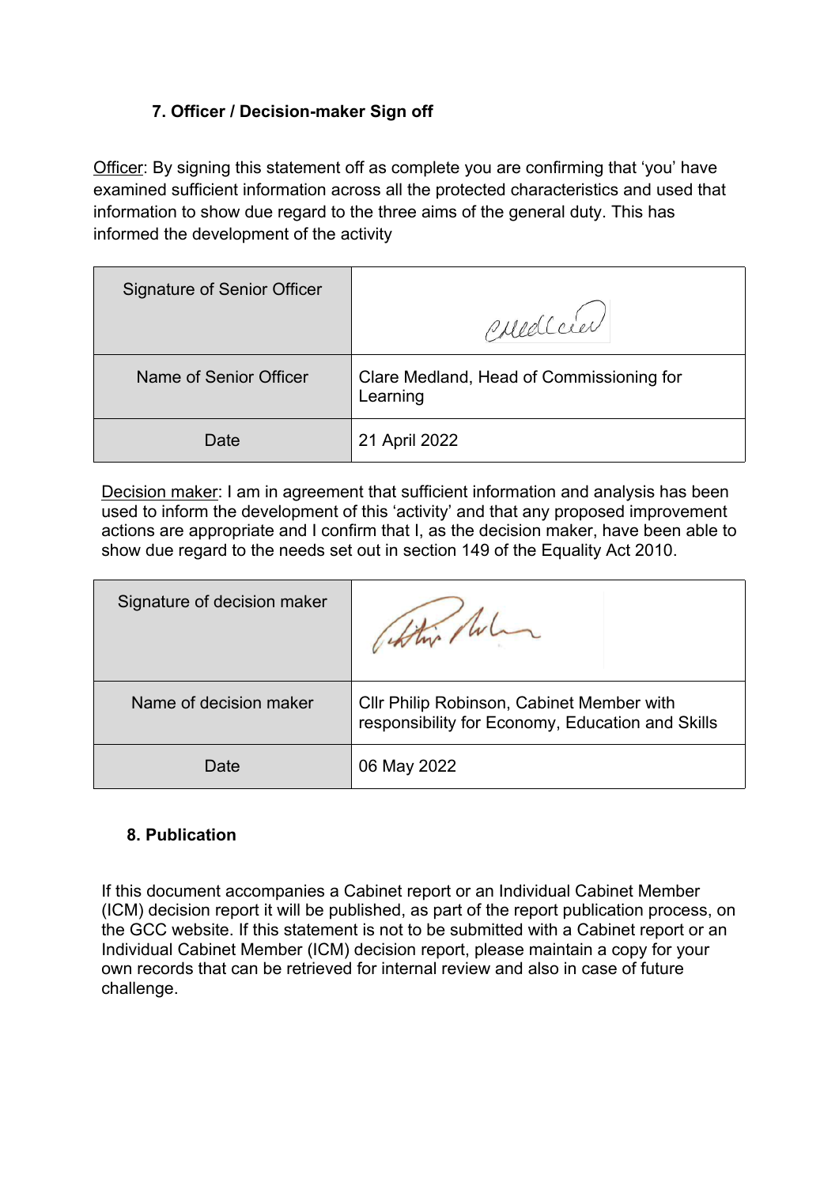## 7. Officer / Decision-maker Sign off

Officer: By signing this statement off as complete you are confirming that 'you' have examined sufficient information across all the protected characteristics and used that information to show due regard to the three aims of the general duty. This has informed the development of the activity

| Signature of Senior Officer | CMedland |
|---|---|
| Name of Senior Officer | Clare Medland, Head of Commissioning for Learning |
| Date | 21 April 2022 |

Decision maker: I am in agreement that sufficient information and analysis has been used to inform the development of this 'activity' and that any proposed improvement actions are appropriate and I confirm that I, as the decision maker, have been able to show due regard to the needs set out in section 149 of the Equality Act 2010.

| Signature of decision maker | Philip Robinson |
|---|---|
| Name of decision maker | Cllr Philip Robinson, Cabinet Member with responsibility for Economy, Education and Skills |
| Date | 06 May 2022 |

## 8. Publication

If this document accompanies a Cabinet report or an Individual Cabinet Member (ICM) decision report it will be published, as part of the report publication process, on the GCC website. If this statement is not to be submitted with a Cabinet report or an Individual Cabinet Member (ICM) decision report, please maintain a copy for your own records that can be retrieved for internal review and also in case of future challenge.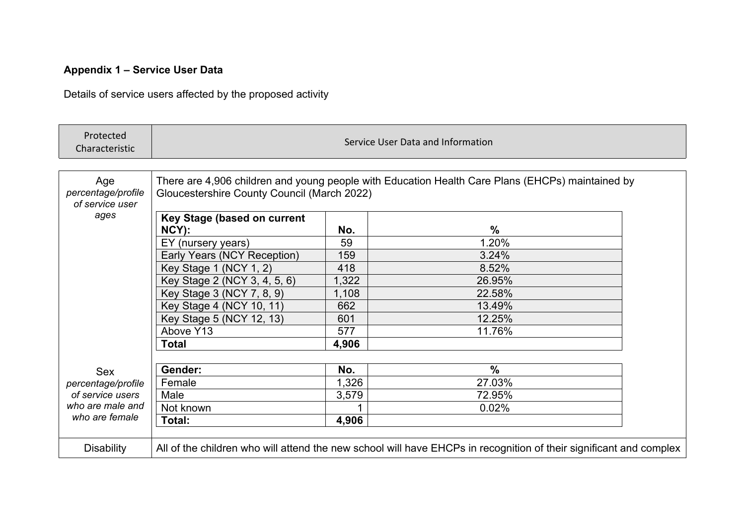**Appendix 1 – Service User Data**

Details of service users affected by the proposed activity

| Protected Characteristic | Service User Data and Information |
|---|---|
| Age *percentage/profile of service user ages* | There are 4,906 children and young people with Education Health Care Plans (EHCPs) maintained by Gloucestershire County Council (March 2022) |

| Key Stage (based on current NCY): | No. | % |
|---|---|---|
| EY (nursery years) | 59 | 1.20% |
| Early Years (NCY Reception) | 159 | 3.24% |
| Key Stage 1 (NCY 1, 2) | 418 | 8.52% |
| Key Stage 2 (NCY 3, 4, 5, 6) | 1,322 | 26.95% |
| Key Stage 3 (NCY 7, 8, 9) | 1,108 | 22.58% |
| Key Stage 4 (NCY 10, 11) | 662 | 13.49% |
| Key Stage 5 (NCY 12, 13) | 601 | 12.25% |
| Above Y13 | 577 | 11.76% |
| **Total** | **4,906** | |

Sex *percentage/profile of service users who are male and who are female*

| Gender: | No. | % |
|---|---|---|
| Female | 1,326 | 27.03% |
| Male | 3,579 | 72.95% |
| Not known | 1 | 0.02% |
| **Total:** | **4,906** | |

| Protected Characteristic | Service User Data and Information |
|---|---|
| Disability | All of the children who will attend the new school will have EHCPs in recognition of their significant and complex |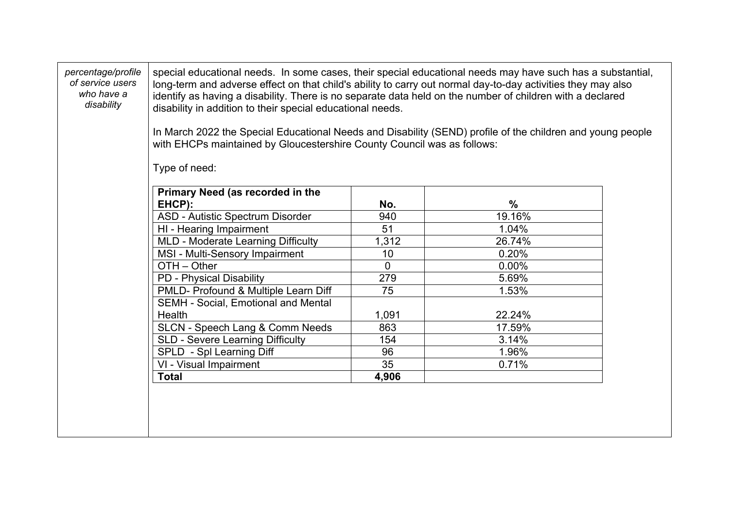| *percentage/profile of service users who have a disability* | special educational needs. In some cases, their special educational needs may have such has a substantial, long-term and adverse effect on that child's ability to carry out normal day-to-day activities they may also identify as having a disability. There is no separate data held on the number of children with a declared disability in addition to their special educational needs. |
|---|---|

In March 2022 the Special Educational Needs and Disability (SEND) profile of the children and young people with EHCPs maintained by Gloucestershire County Council was as follows:

Type of need:

| **Primary Need (as recorded in the EHCP):** | **No.** | **%** |
|---|---|---|
| ASD - Autistic Spectrum Disorder | 940 | 19.16% |
| HI - Hearing Impairment | 51 | 1.04% |
| MLD - Moderate Learning Difficulty | 1,312 | 26.74% |
| MSI - Multi-Sensory Impairment | 10 | 0.20% |
| OTH – Other | 0 | 0.00% |
| PD - Physical Disability | 279 | 5.69% |
| PMLD- Profound & Multiple Learn Diff | 75 | 1.53% |
| SEMH - Social, Emotional and Mental Health | 1,091 | 22.24% |
| SLCN - Speech Lang & Comm Needs | 863 | 17.59% |
| SLD - Severe Learning Difficulty | 154 | 3.14% |
| SPLD - Spl Learning Diff | 96 | 1.96% |
| VI - Visual Impairment | 35 | 0.71% |
| **Total** | **4,906** | |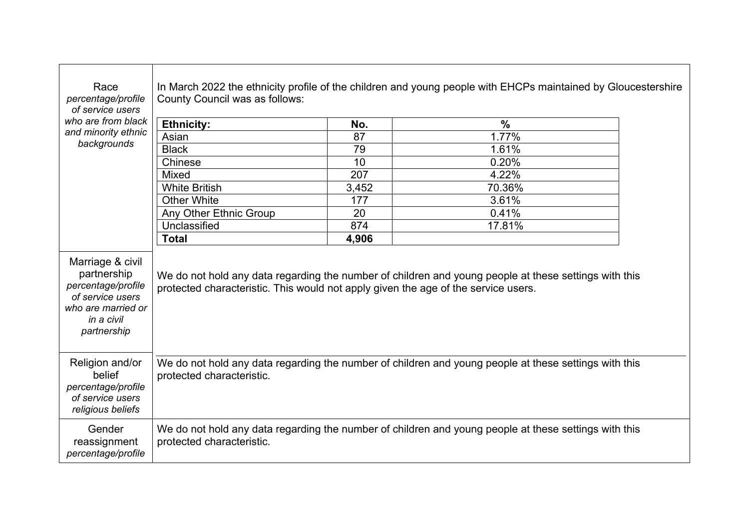| | |
|---|---|
| Race<br>*percentage/profile of service users who are from black and minority ethnic backgrounds* | In March 2022 the ethnicity profile of the children and young people with EHCPs maintained by Gloucestershire County Council was as follows: |

| **Ethnicity:** | **No.** | **%** |
|---|---|---|
| Asian | 87 | 1.77% |
| Black | 79 | 1.61% |
| Chinese | 10 | 0.20% |
| Mixed | 207 | 4.22% |
| White British | 3,452 | 70.36% |
| Other White | 177 | 3.61% |
| Any Other Ethnic Group | 20 | 0.41% |
| Unclassified | 874 | 17.81% |
| **Total** | **4,906** | |

| | |
|---|---|
| Marriage & civil partnership<br>*percentage/profile of service users who are married or in a civil partnership* | We do not hold any data regarding the number of children and young people at these settings with this protected characteristic. This would not apply given the age of the service users. |
| Religion and/or belief<br>*percentage/profile of service users religious beliefs* | We do not hold any data regarding the number of children and young people at these settings with this protected characteristic. |
| Gender reassignment<br>*percentage/profile* | We do not hold any data regarding the number of children and young people at these settings with this protected characteristic. |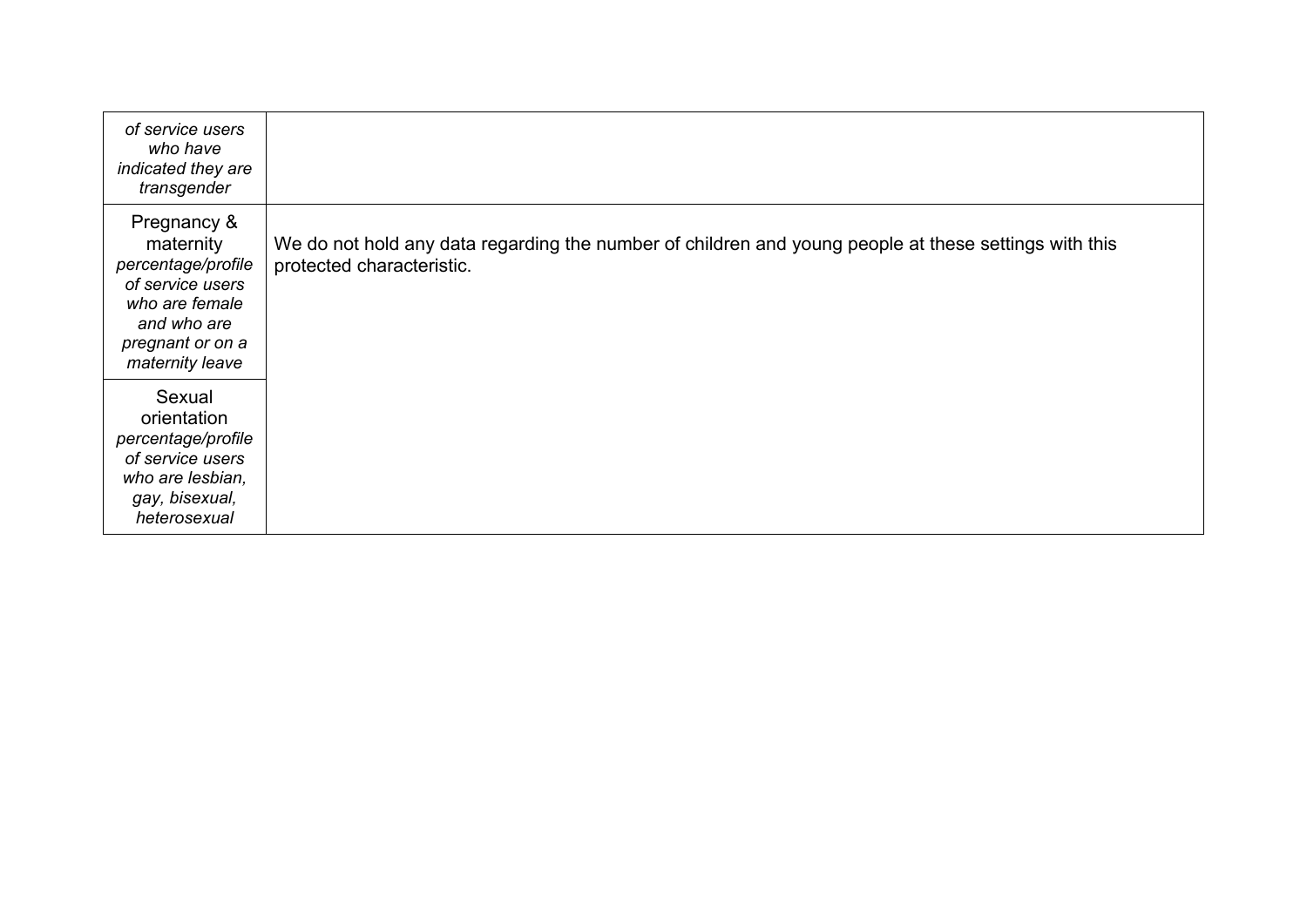| | |
|---|---|
| *of service users who have indicated they are transgender* | |
| Pregnancy & maternity *percentage/profile of service users who are female and who are pregnant or on a maternity leave* | We do not hold any data regarding the number of children and young people at these settings with this protected characteristic. |
| Sexual orientation *percentage/profile of service users who are lesbian, gay, bisexual, heterosexual* | |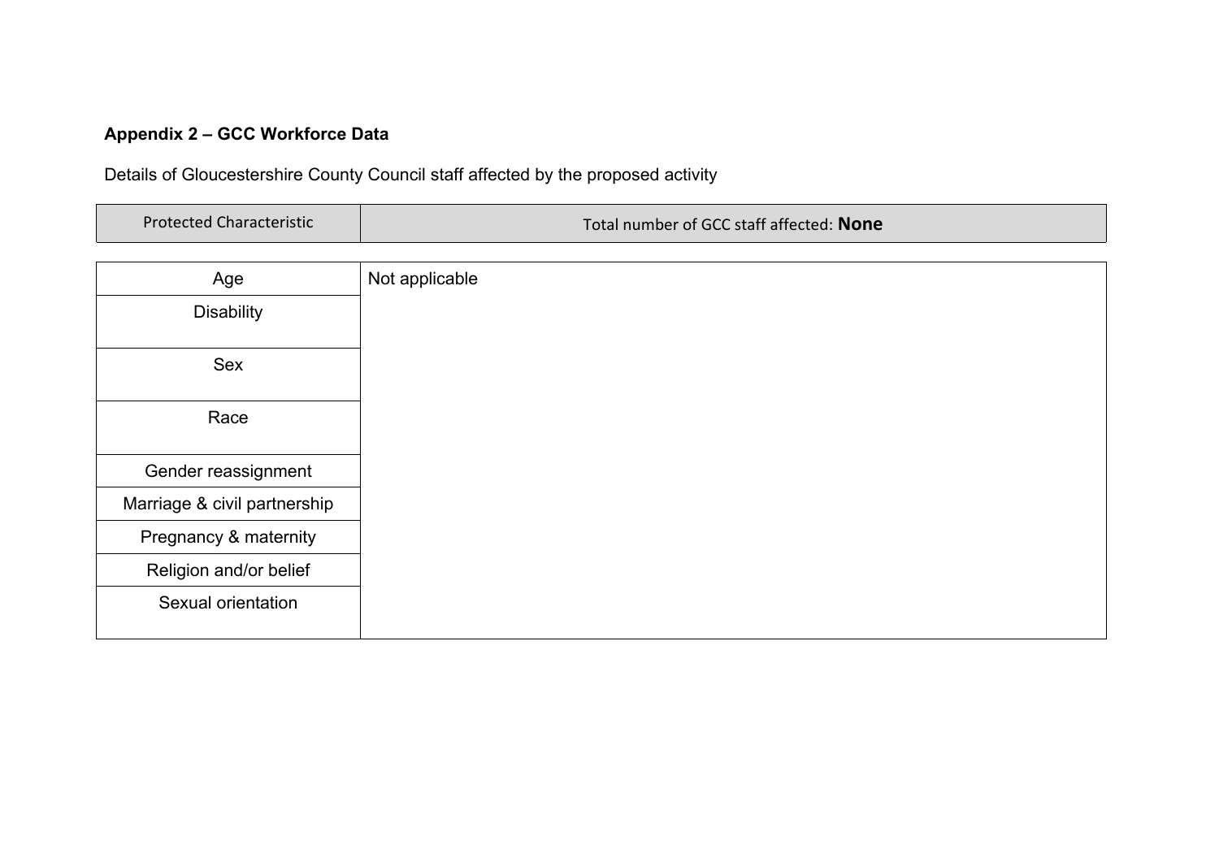**Appendix 2 – GCC Workforce Data**

Details of Gloucestershire County Council staff affected by the proposed activity

| Protected Characteristic | Total number of GCC staff affected: **None** |
|---|---|
| Age | Not applicable |
| Disability | |
| Sex | |
| Race | |
| Gender reassignment | |
| Marriage & civil partnership | |
| Pregnancy & maternity | |
| Religion and/or belief | |
| Sexual orientation | |